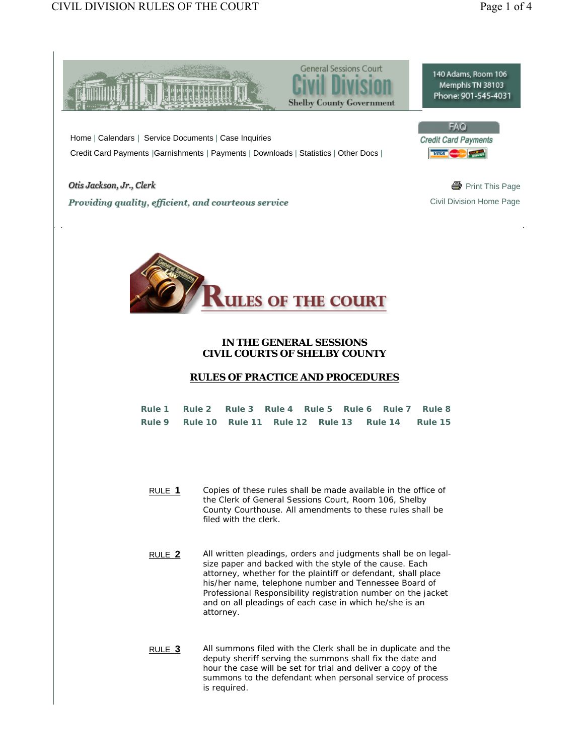General Sessions Court
Civil Division
Shelby County Government

140 Adams, Room 106
Memphis TN 38103
Phone: 901-545-4031

Home | Calendars | Service Documents | Case Inquiries
Credit Card Payments | Garnishments | Payments | Downloads | Statistics | Other Docs |

FAQ
Credit Card Payments

*Otis Jackson, Jr., Clerk*

*Providing quality, efficient, and courteous service*

Print This Page
Civil Division Home Page

# RULES OF THE COURT

## IN THE GENERAL SESSIONS CIVIL COURTS OF SHELBY COUNTY

## RULES OF PRACTICE AND PROCEDURES

**Rule 1 Rule 2 Rule 3 Rule 4 Rule 5 Rule 6 Rule 7 Rule 8**
**Rule 9 Rule 10 Rule 11 Rule 12 Rule 13 Rule 14 Rule 15**

RULE **1** Copies of these rules shall be made available in the office of the Clerk of General Sessions Court, Room 106, Shelby County Courthouse. All amendments to these rules shall be filed with the clerk.

RULE **2** All written pleadings, orders and judgments shall be on legal-size paper and backed with the style of the cause. Each attorney, whether for the plaintiff or defendant, shall place his/her name, telephone number and Tennessee Board of Professional Responsibility registration number on the jacket and on all pleadings of each case in which he/she is an attorney.

RULE **3** All summons filed with the Clerk shall be in duplicate and the deputy sheriff serving the summons shall fix the date and hour the case will be set for trial and deliver a copy of the summons to the defendant when personal service of process is required.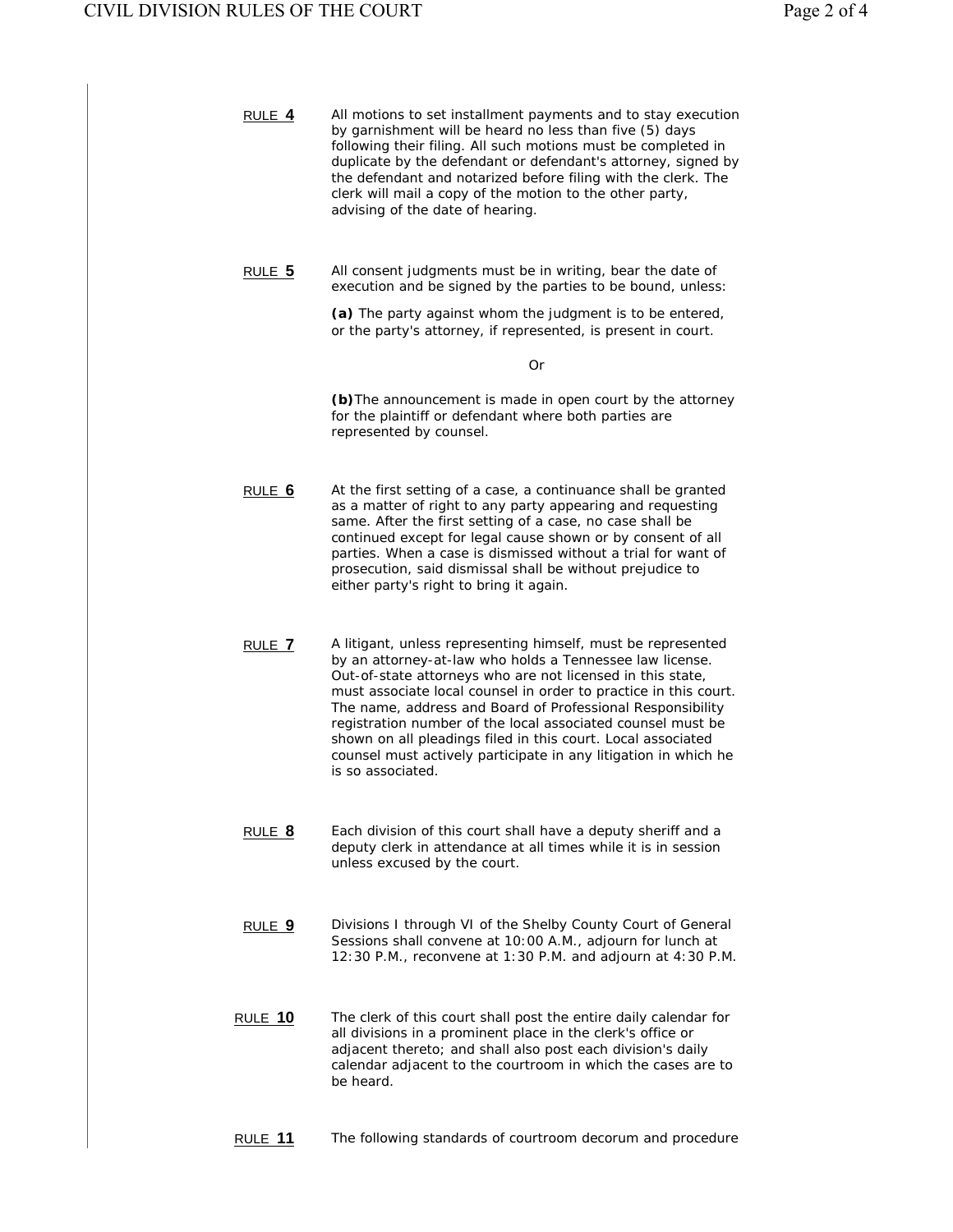RULE **4** All motions to set installment payments and to stay execution by garnishment will be heard no less than five (5) days following their filing. All such motions must be completed in duplicate by the defendant or defendant's attorney, signed by the defendant and notarized before filing with the clerk. The clerk will mail a copy of the motion to the other party, advising of the date of hearing.

RULE **5** All consent judgments must be in writing, bear the date of execution and be signed by the parties to be bound, unless:

**(a)** The party against whom the judgment is to be entered, or the party's attorney, if represented, is present in court.

Or

**(b)** The announcement is made in open court by the attorney for the plaintiff or defendant where both parties are represented by counsel.

RULE **6** At the first setting of a case, a continuance shall be granted as a matter of right to any party appearing and requesting same. After the first setting of a case, no case shall be continued except for legal cause shown or by consent of all parties. When a case is dismissed without a trial for want of prosecution, said dismissal shall be without prejudice to either party's right to bring it again.

RULE **7** A litigant, unless representing himself, must be represented by an attorney-at-law who holds a Tennessee law license. Out-of-state attorneys who are not licensed in this state, must associate local counsel in order to practice in this court. The name, address and Board of Professional Responsibility registration number of the local associated counsel must be shown on all pleadings filed in this court. Local associated counsel must actively participate in any litigation in which he is so associated.

RULE **8** Each division of this court shall have a deputy sheriff and a deputy clerk in attendance at all times while it is in session unless excused by the court.

RULE **9** Divisions I through VI of the Shelby County Court of General Sessions shall convene at 10:00 A.M., adjourn for lunch at 12:30 P.M., reconvene at 1:30 P.M. and adjourn at 4:30 P.M.

RULE **10** The clerk of this court shall post the entire daily calendar for all divisions in a prominent place in the clerk's office or adjacent thereto; and shall also post each division's daily calendar adjacent to the courtroom in which the cases are to be heard.

RULE **11** The following standards of courtroom decorum and procedure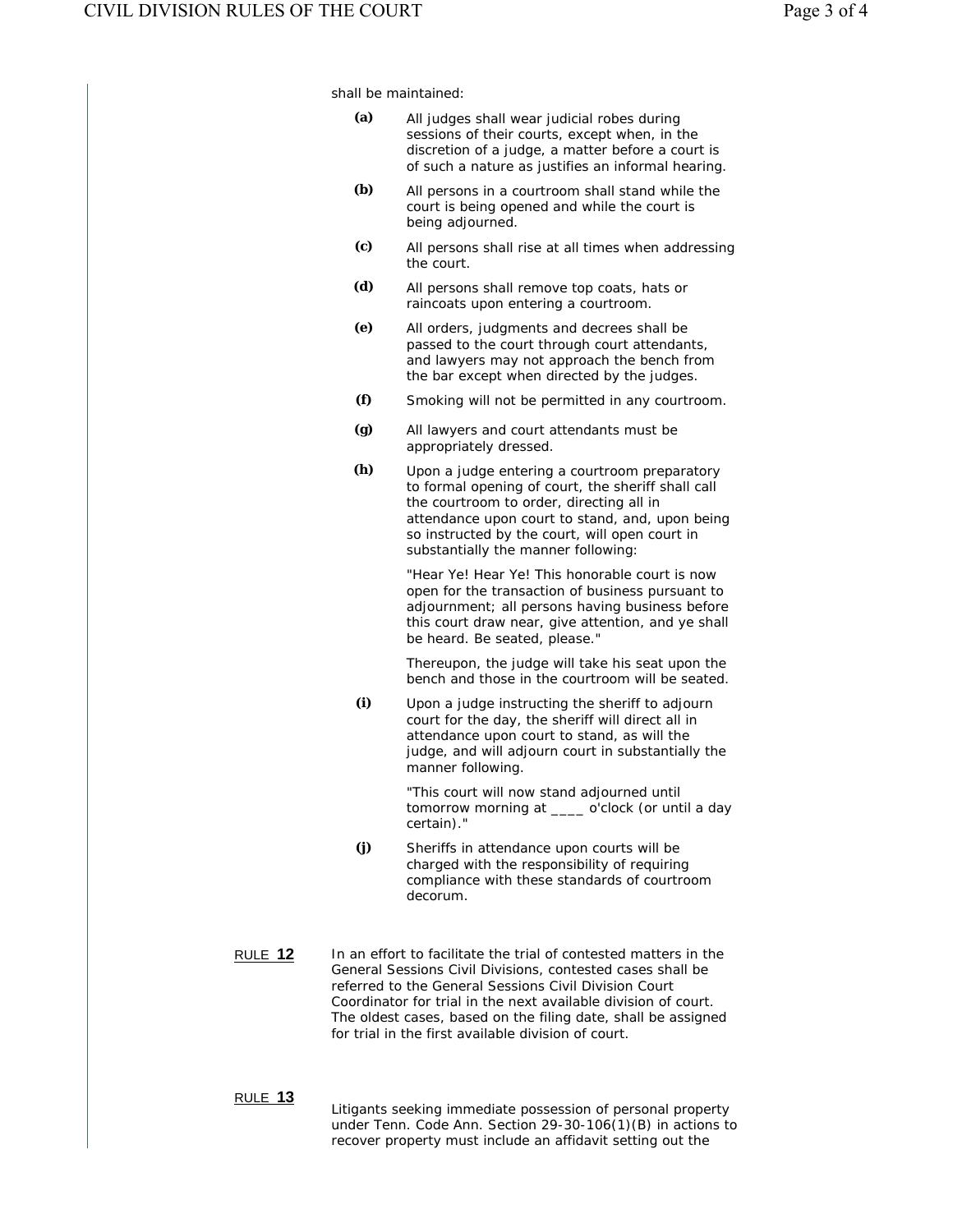shall be maintained:

**(a)** All judges shall wear judicial robes during sessions of their courts, except when, in the discretion of a judge, a matter before a court is of such a nature as justifies an informal hearing.

**(b)** All persons in a courtroom shall stand while the court is being opened and while the court is being adjourned.

**(c)** All persons shall rise at all times when addressing the court.

**(d)** All persons shall remove top coats, hats or raincoats upon entering a courtroom.

**(e)** All orders, judgments and decrees shall be passed to the court through court attendants, and lawyers may not approach the bench from the bar except when directed by the judges.

**(f)** Smoking will not be permitted in any courtroom.

**(g)** All lawyers and court attendants must be appropriately dressed.

**(h)** Upon a judge entering a courtroom preparatory to formal opening of court, the sheriff shall call the courtroom to order, directing all in attendance upon court to stand, and, upon being so instructed by the court, will open court in substantially the manner following:

"Hear Ye! Hear Ye! This honorable court is now open for the transaction of business pursuant to adjournment; all persons having business before this court draw near, give attention, and ye shall be heard. Be seated, please."

Thereupon, the judge will take his seat upon the bench and those in the courtroom will be seated.

**(i)** Upon a judge instructing the sheriff to adjourn court for the day, the sheriff will direct all in attendance upon court to stand, as will the judge, and will adjourn court in substantially the manner following.

"This court will now stand adjourned until tomorrow morning at ____ o'clock (or until a day certain)."

**(j)** Sheriffs in attendance upon courts will be charged with the responsibility of requiring compliance with these standards of courtroom decorum.

RULE **12**

In an effort to facilitate the trial of contested matters in the General Sessions Civil Divisions, contested cases shall be referred to the General Sessions Civil Division Court Coordinator for trial in the next available division of court. The oldest cases, based on the filing date, shall be assigned for trial in the first available division of court.

RULE **13**

Litigants seeking immediate possession of personal property under Tenn. Code Ann. Section 29-30-106(1)(B) in actions to recover property must include an affidavit setting out the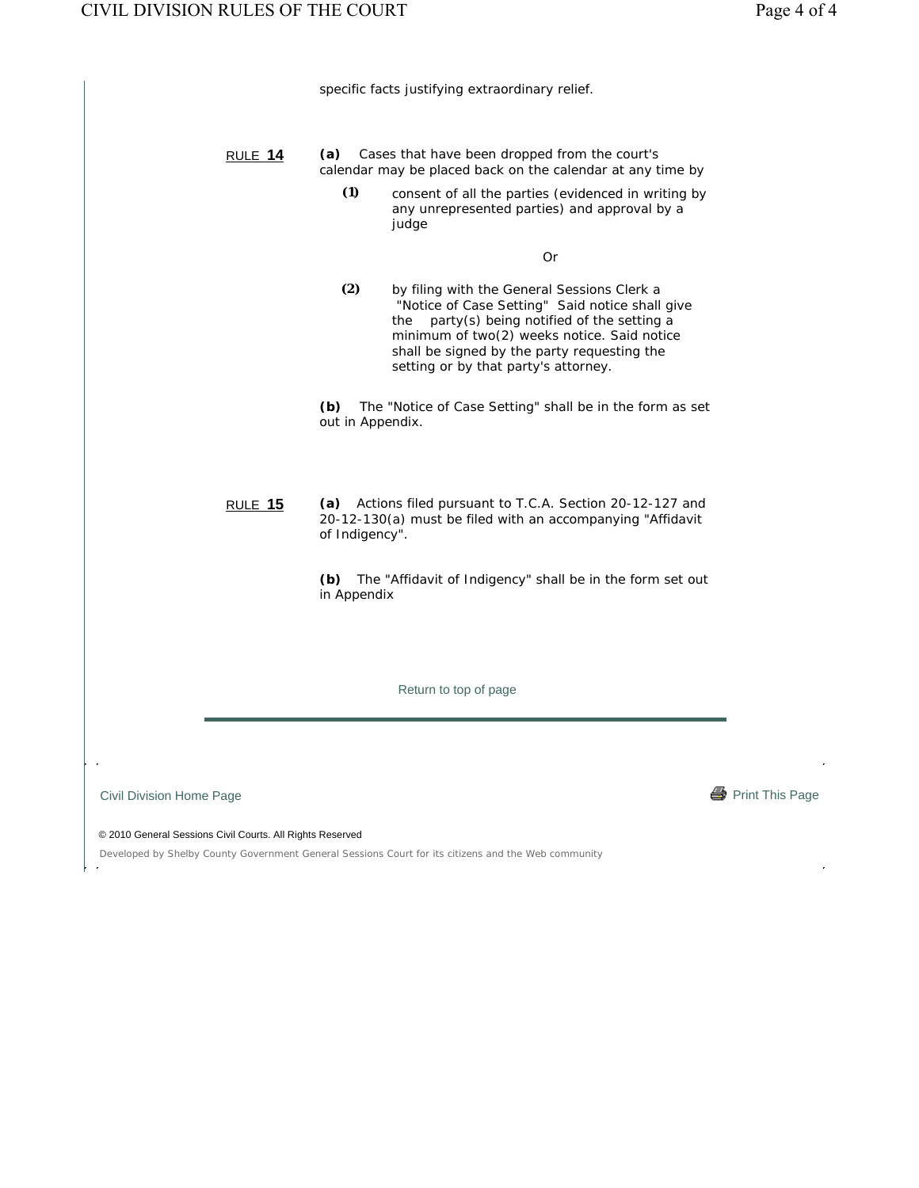specific facts justifying extraordinary relief.

RULE **14**

**(a)** Cases that have been dropped from the court's calendar may be placed back on the calendar at any time by

**(1)** consent of all the parties (evidenced in writing by any unrepresented parties) and approval by a judge

Or

**(2)** by filing with the General Sessions Clerk a "Notice of Case Setting" Said notice shall give the party(s) being notified of the setting a minimum of two(2) weeks notice. Said notice shall be signed by the party requesting the setting or by that party's attorney.

**(b)** The "Notice of Case Setting" shall be in the form as set out in Appendix.

RULE **15**

**(a)** Actions filed pursuant to T.C.A. Section 20-12-127 and 20-12-130(a) must be filed with an accompanying "Affidavit of Indigency".

**(b)** The "Affidavit of Indigency" shall be in the form set out in Appendix

Return to top of page

---

Civil Division Home Page

Print This Page

© 2010 General Sessions Civil Courts. All Rights Reserved

Developed by Shelby County Government General Sessions Court for its citizens and the Web community